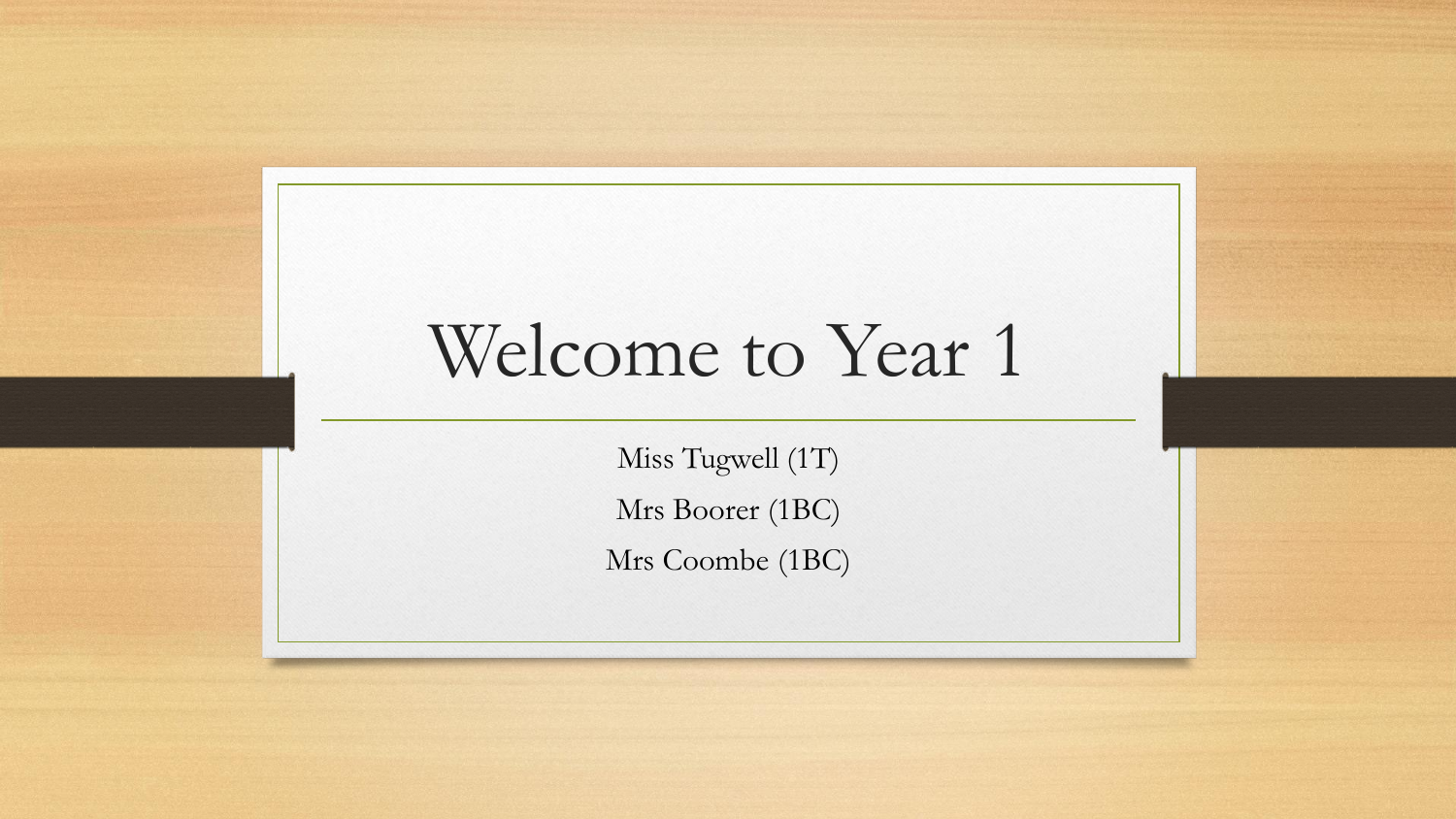# Welcome to Year 1

Miss Tugwell (1T)

Mrs Boorer (1BC)

Mrs Coombe (1BC)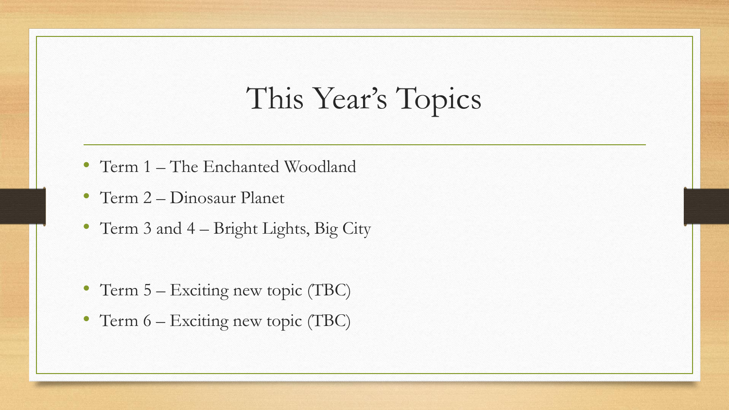# This Year's Topics

- Term 1 – The Enchanted Woodland
- Term 2 – Dinosaur Planet
- Term 3 and 4 – Bright Lights, Big City

- Term 5 – Exciting new topic (TBC)
- Term 6 – Exciting new topic (TBC)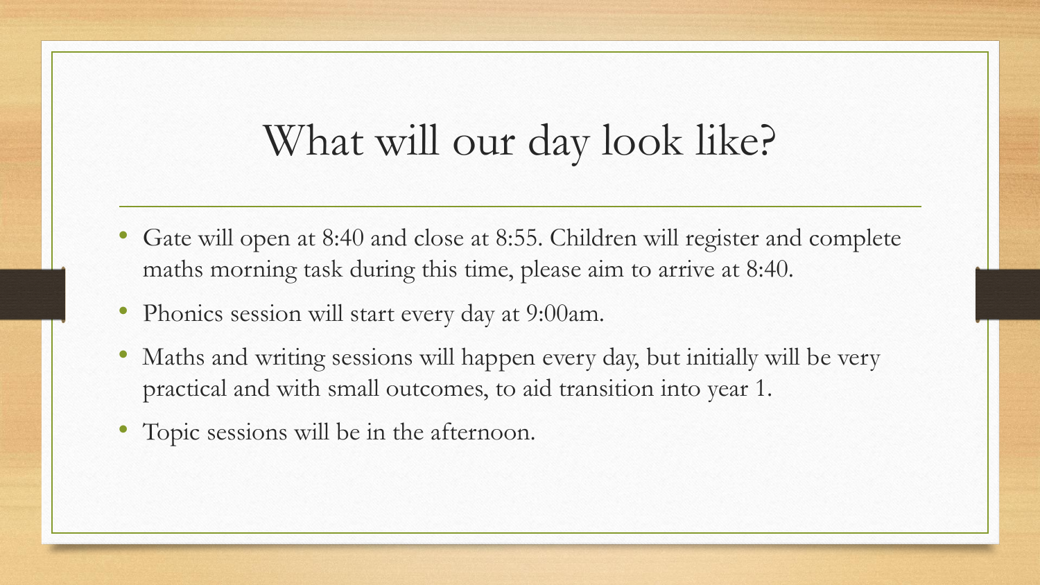# What will our day look like?

- Gate will open at 8:40 and close at 8:55. Children will register and complete maths morning task during this time, please aim to arrive at 8:40.
- Phonics session will start every day at 9:00am.
- Maths and writing sessions will happen every day, but initially will be very practical and with small outcomes, to aid transition into year 1.
- Topic sessions will be in the afternoon.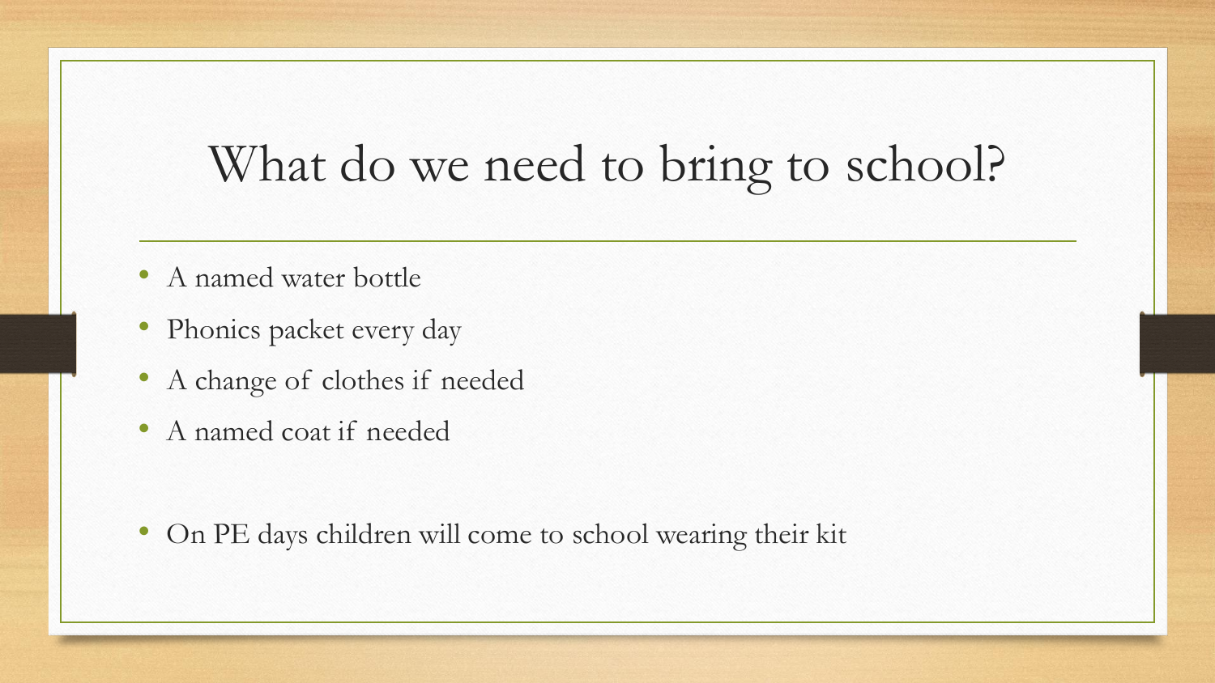# What do we need to bring to school?

- A named water bottle
- Phonics packet every day
- A change of clothes if needed
- A named coat if needed

- On PE days children will come to school wearing their kit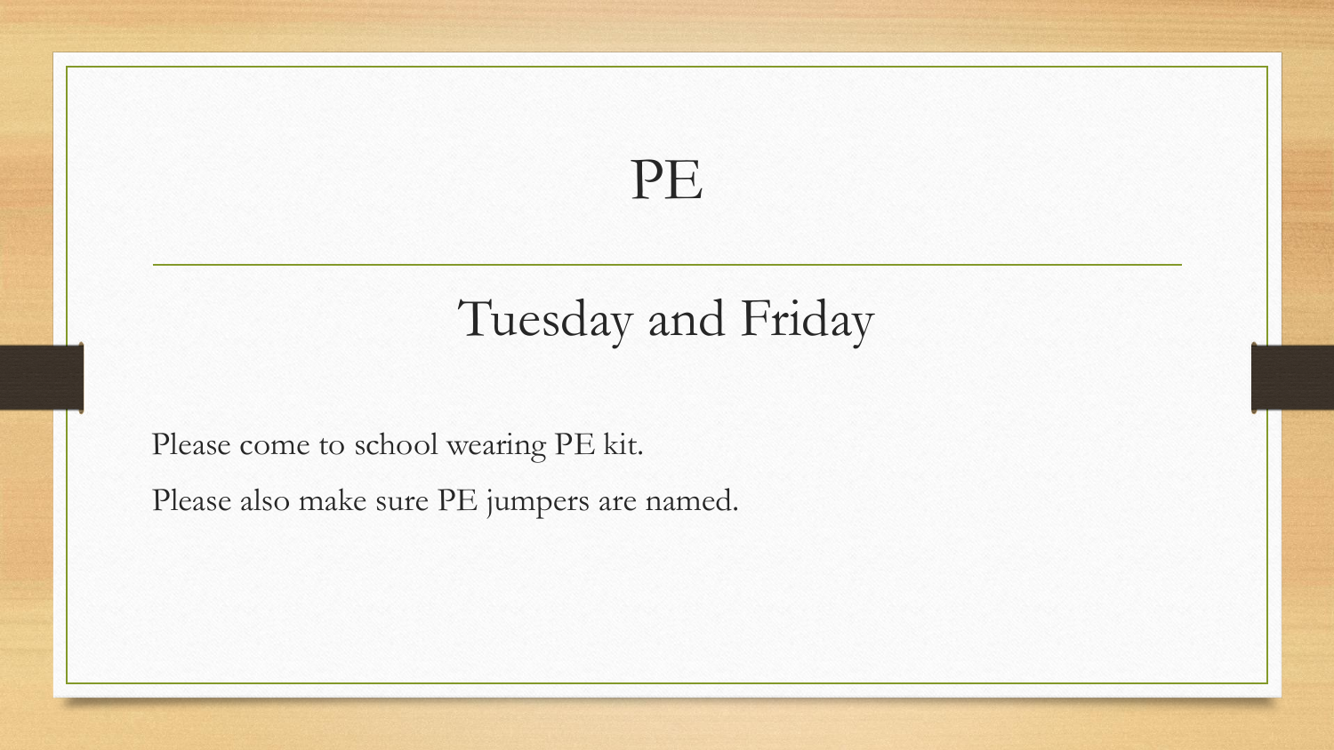# PE

## Tuesday and Friday

Please come to school wearing PE kit.

Please also make sure PE jumpers are named.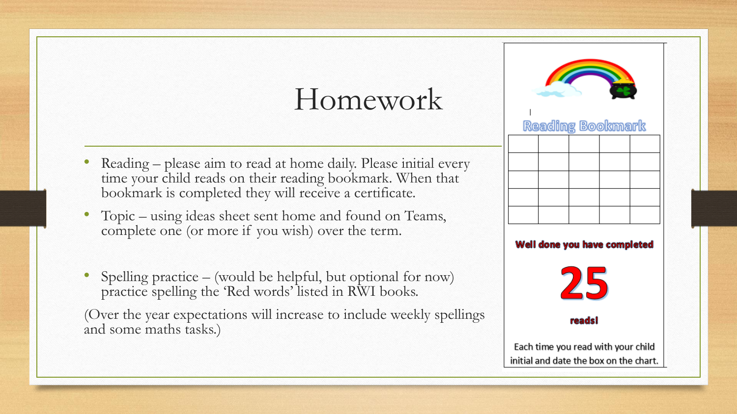# Homework

- Reading – please aim to read at home daily. Please initial every time your child reads on their reading bookmark. When that bookmark is completed they will receive a certificate.
- Topic – using ideas sheet sent home and found on Teams, complete one (or more if you wish) over the term.
- Spelling practice – (would be helpful, but optional for now) practice spelling the 'Red words' listed in RWI books.

(Over the year expectations will increase to include weekly spellings and some maths tasks.)

**Reading Bookmark**

| | | | | |
|---|---|---|---|---|
| | | | | |
| | | | | |
| | | | | |
| | | | | |
| | | | | |

**Well done you have completed**

**25**

**reads!**

Each time you read with your child initial and date the box on the chart.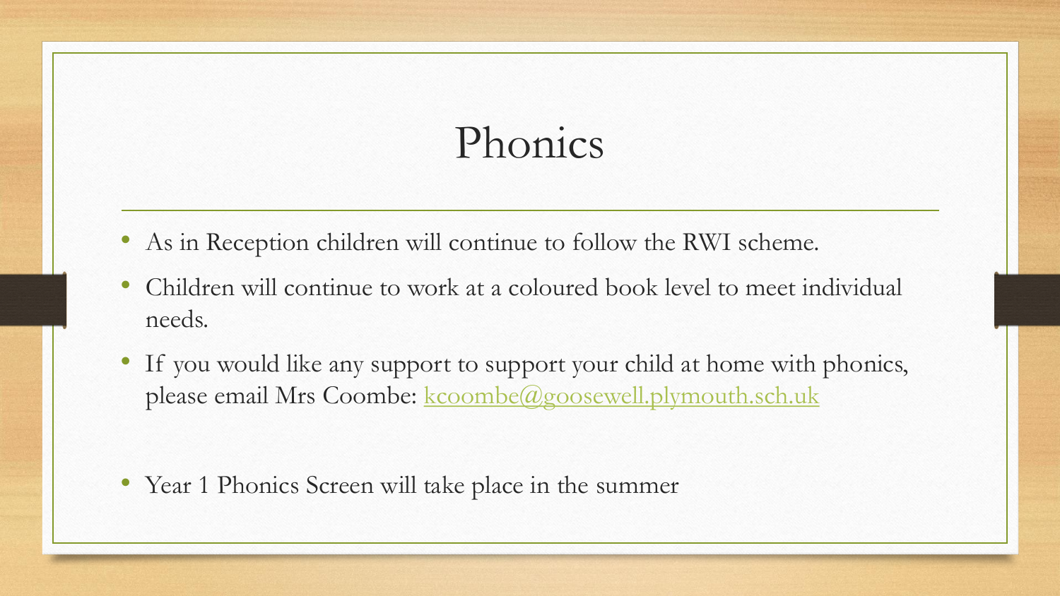# Phonics

- As in Reception children will continue to follow the RWI scheme.
- Children will continue to work at a coloured book level to meet individual needs.
- If you would like any support to support your child at home with phonics, please email Mrs Coombe: [kcoombe@goosewell.plymouth.sch.uk](mailto:kcoombe@goosewell.plymouth.sch.uk)

- Year 1 Phonics Screen will take place in the summer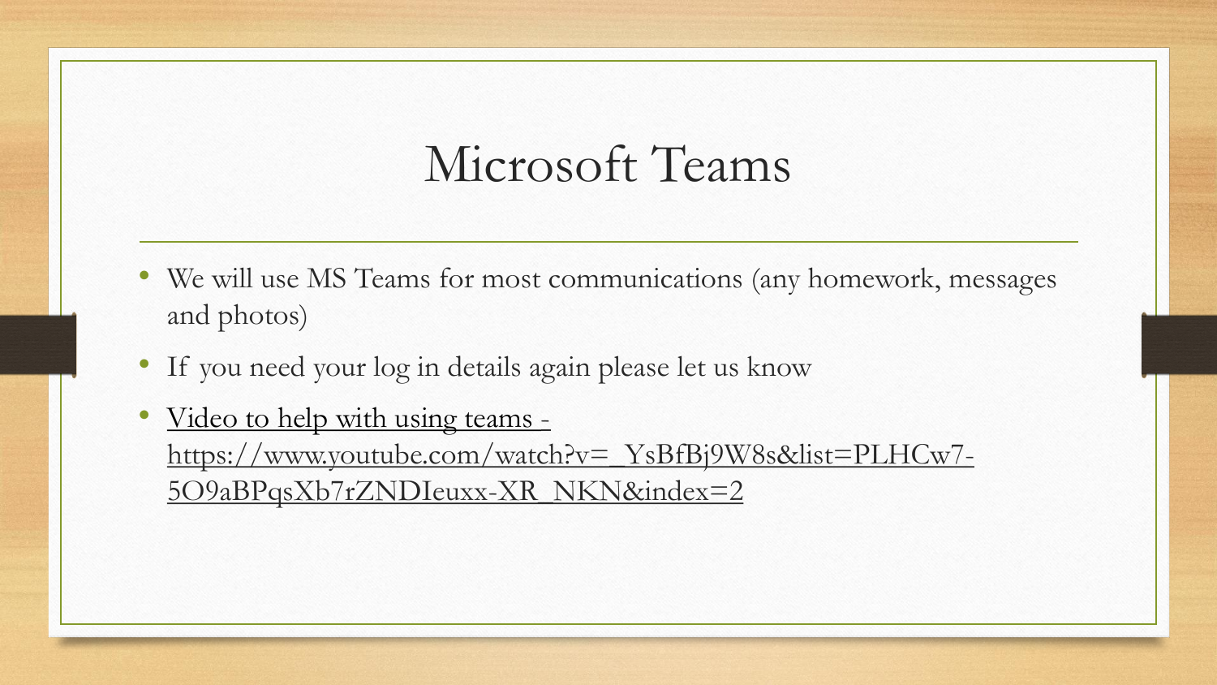# Microsoft Teams

- We will use MS Teams for most communications (any homework, messages and photos)
- If you need your log in details again please let us know
- Video to help with using teams - https://www.youtube.com/watch?v=_YsBfBj9W8s&list=PLHCw7-5O9aBPqsXb7rZNDIeuxx-XR_NKN&index=2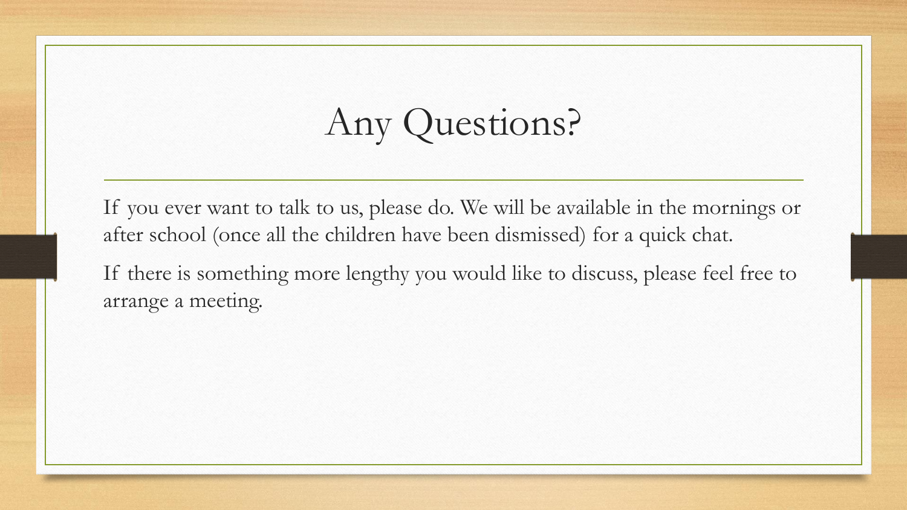# Any Questions?

If you ever want to talk to us, please do. We will be available in the mornings or after school (once all the children have been dismissed) for a quick chat.

If there is something more lengthy you would like to discuss, please feel free to arrange a meeting.